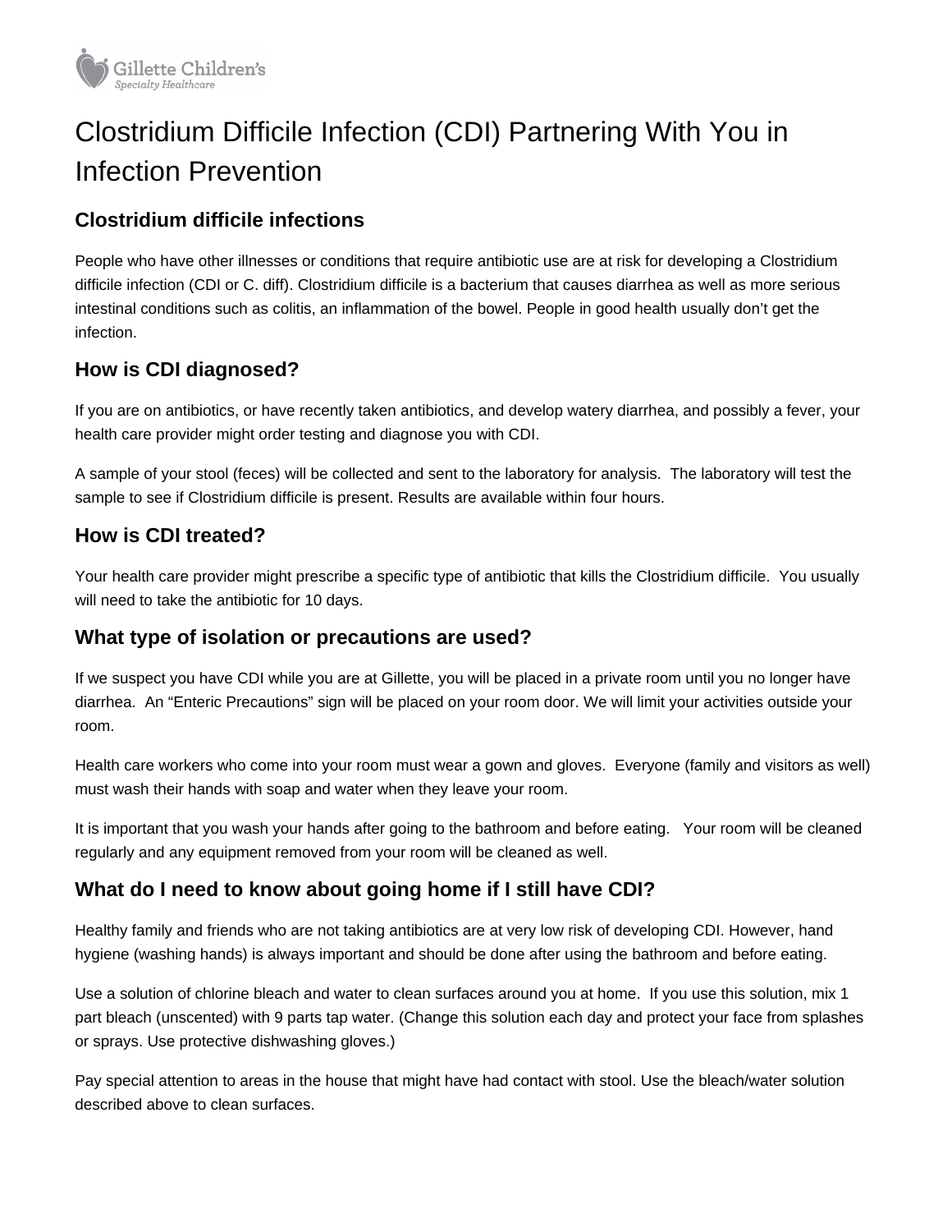Gillette Children's
*Specialty Healthcare*

# Clostridium Difficile Infection (CDI) Partnering With You in Infection Prevention

## Clostridium difficile infections

People who have other illnesses or conditions that require antibiotic use are at risk for developing a Clostridium difficile infection (CDI or C. diff). Clostridium difficile is a bacterium that causes diarrhea as well as more serious intestinal conditions such as colitis, an inflammation of the bowel. People in good health usually don't get the infection.

## How is CDI diagnosed?

If you are on antibiotics, or have recently taken antibiotics, and develop watery diarrhea, and possibly a fever, your health care provider might order testing and diagnose you with CDI.

A sample of your stool (feces) will be collected and sent to the laboratory for analysis. The laboratory will test the sample to see if Clostridium difficile is present. Results are available within four hours.

## How is CDI treated?

Your health care provider might prescribe a specific type of antibiotic that kills the Clostridium difficile. You usually will need to take the antibiotic for 10 days.

## What type of isolation or precautions are used?

If we suspect you have CDI while you are at Gillette, you will be placed in a private room until you no longer have diarrhea. An "Enteric Precautions" sign will be placed on your room door. We will limit your activities outside your room.

Health care workers who come into your room must wear a gown and gloves. Everyone (family and visitors as well) must wash their hands with soap and water when they leave your room.

It is important that you wash your hands after going to the bathroom and before eating. Your room will be cleaned regularly and any equipment removed from your room will be cleaned as well.

## What do I need to know about going home if I still have CDI?

Healthy family and friends who are not taking antibiotics are at very low risk of developing CDI. However, hand hygiene (washing hands) is always important and should be done after using the bathroom and before eating.

Use a solution of chlorine bleach and water to clean surfaces around you at home. If you use this solution, mix 1 part bleach (unscented) with 9 parts tap water. (Change this solution each day and protect your face from splashes or sprays. Use protective dishwashing gloves.)

Pay special attention to areas in the house that might have had contact with stool. Use the bleach/water solution described above to clean surfaces.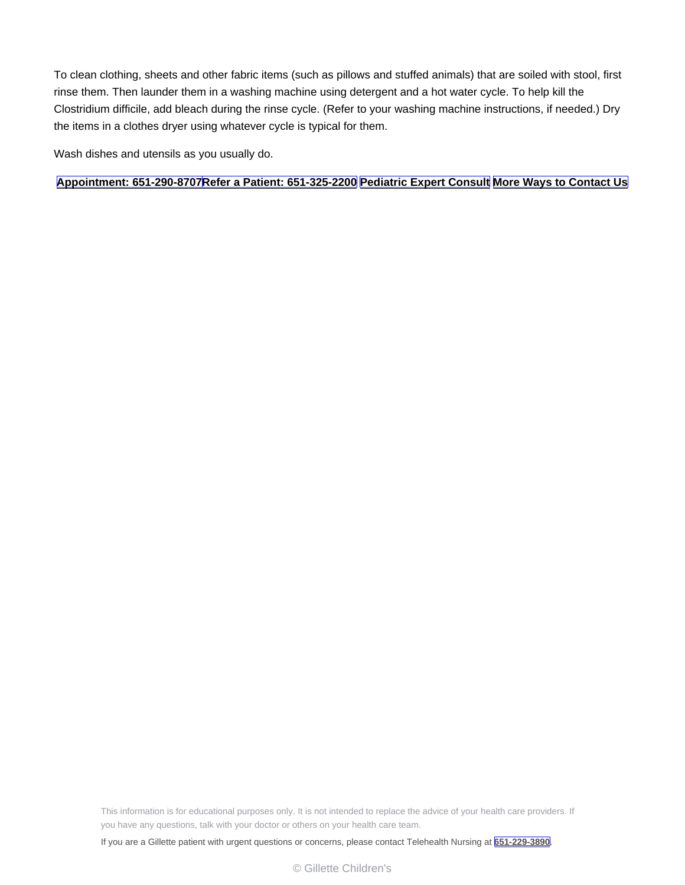To clean clothing, sheets and other fabric items (such as pillows and stuffed animals) that are soiled with stool, first rinse them. Then launder them in a washing machine using detergent and a hot water cycle. To help kill the Clostridium difficile, add bleach during the rinse cycle. (Refer to your washing machine instructions, if needed.) Dry the items in a clothes dryer using whatever cycle is typical for them.

Wash dishes and utensils as you usually do.

**Appointment: 651-290-8707** **Refer a Patient: 651-325-2200** **Pediatric Expert Consult** **More Ways to Contact Us**

This information is for educational purposes only. It is not intended to replace the advice of your health care providers. If you have any questions, talk with your doctor or others on your health care team.

If you are a Gillette patient with urgent questions or concerns, please contact Telehealth Nursing at **651-229-3890**.

© Gillette Children's